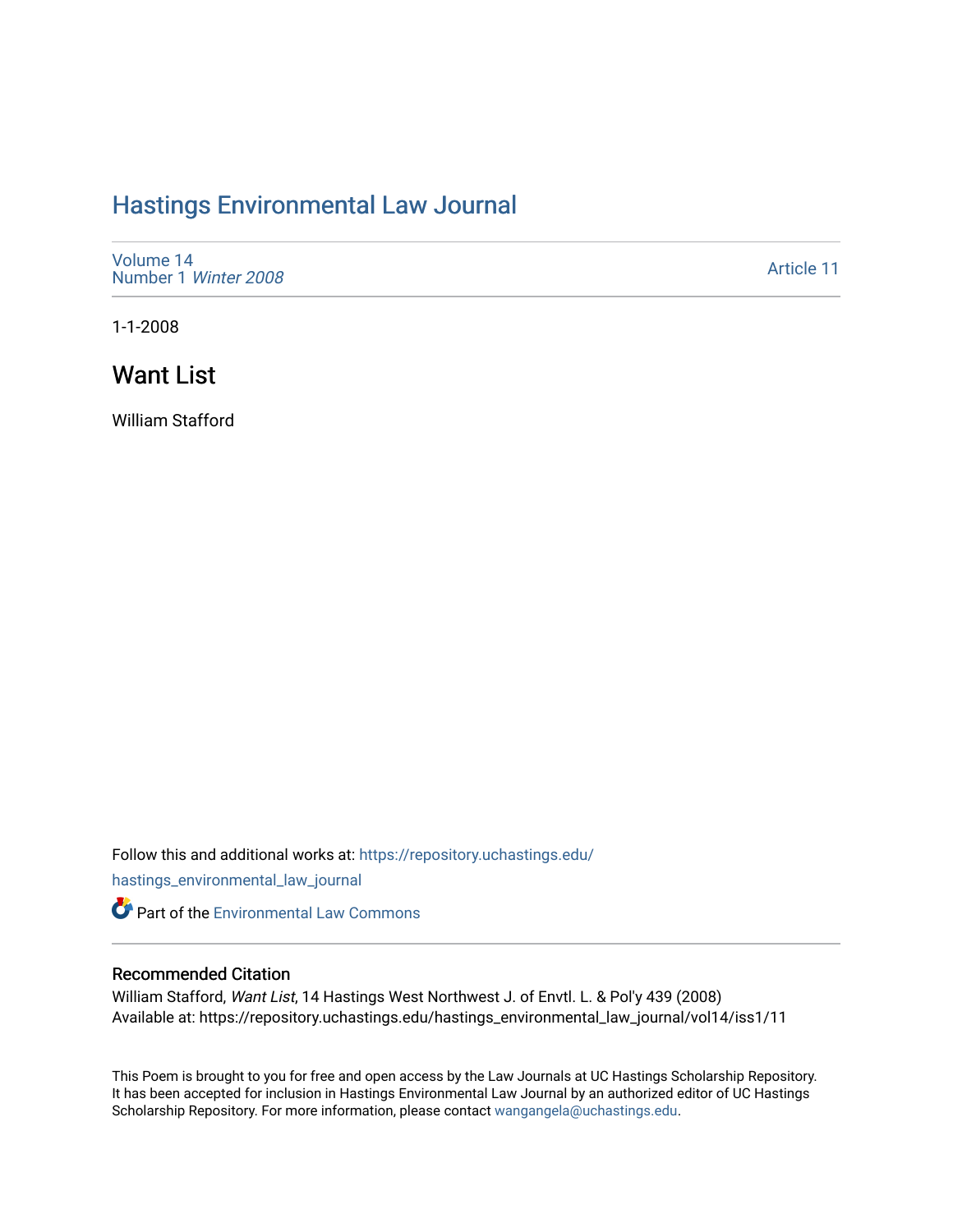# Hastings Environmental Law Journal

Volume 14
Number 1 *Winter 2008*

Article 11

1-1-2008

## Want List

William Stafford

Follow this and additional works at: https://repository.uchastings.edu/hastings_environmental_law_journal

Part of the Environmental Law Commons

### Recommended Citation

William Stafford, *Want List*, 14 Hastings West Northwest J. of Envtl. L. & Pol'y 439 (2008)
Available at: https://repository.uchastings.edu/hastings_environmental_law_journal/vol14/iss1/11

This Poem is brought to you for free and open access by the Law Journals at UC Hastings Scholarship Repository. It has been accepted for inclusion in Hastings Environmental Law Journal by an authorized editor of UC Hastings Scholarship Repository. For more information, please contact wangangela@uchastings.edu.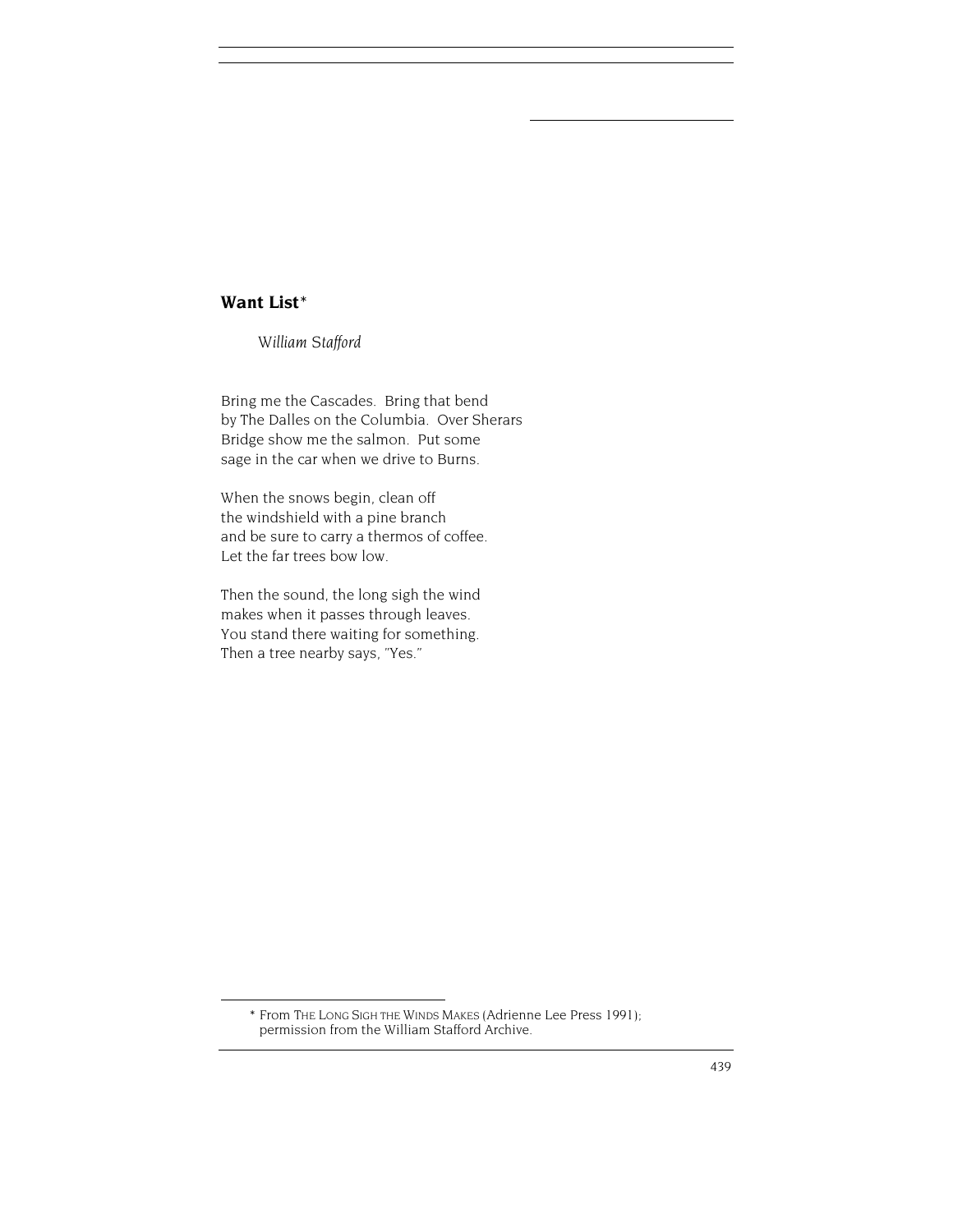## Want List*

*William Stafford*

Bring me the Cascades. Bring that bend  
by The Dalles on the Columbia. Over Sherars  
Bridge show me the salmon. Put some  
sage in the car when we drive to Burns.

When the snows begin, clean off  
the windshield with a pine branch  
and be sure to carry a thermos of coffee.  
Let the far trees bow low.

Then the sound, the long sigh the wind  
makes when it passes through leaves.  
You stand there waiting for something.  
Then a tree nearby says, "Yes."

---

* From THE LONG SIGH THE WINDS MAKES (Adrienne Lee Press 1991); permission from the William Stafford Archive.